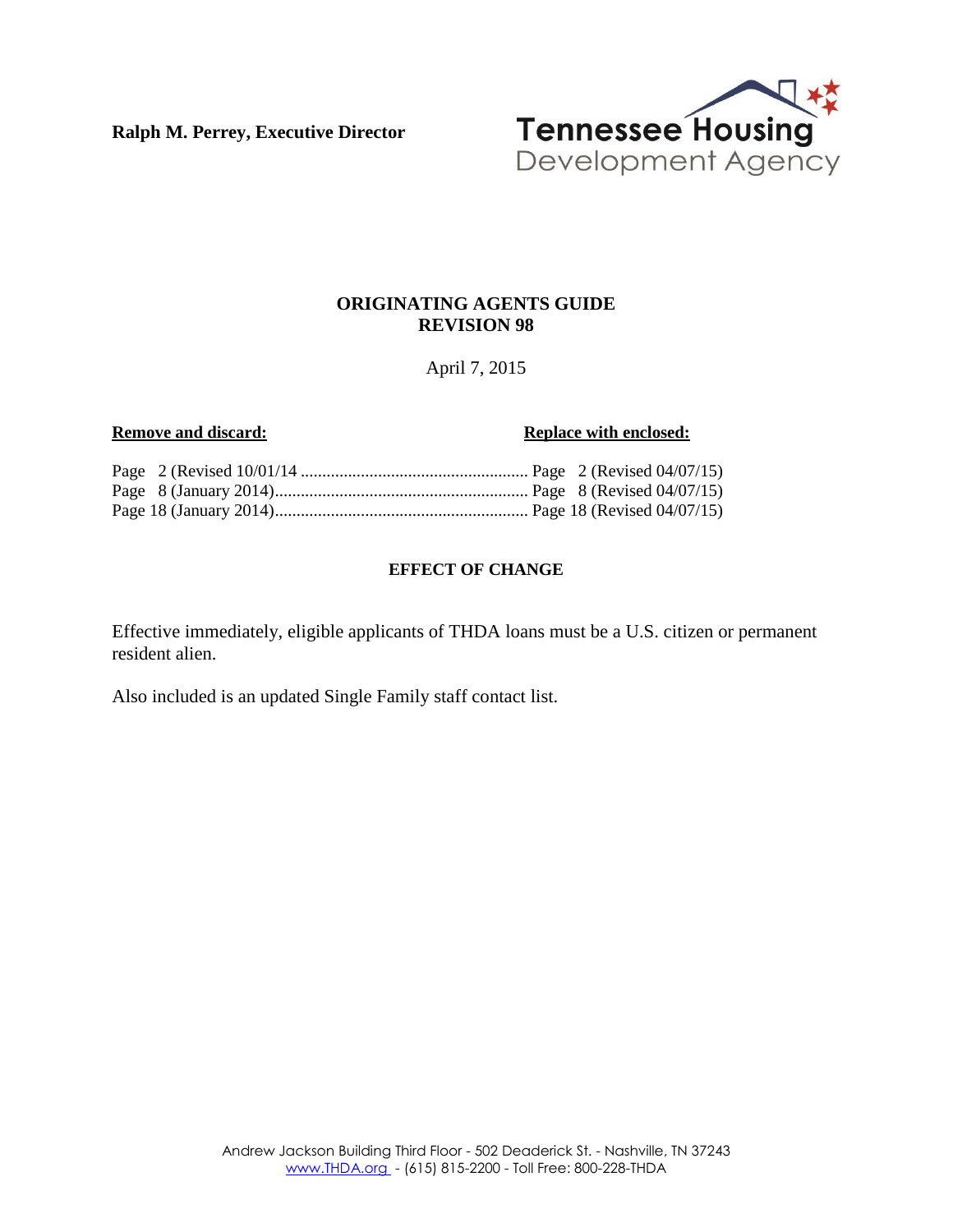**Ralph M. Perrey, Executive Director**

Tennessee Housing Development Agency

# ORIGINATING AGENTS GUIDE
# REVISION 98

April 7, 2015

| **Remove and discard:** | **Replace with enclosed:** |
|---|---|
| Page 2 (Revised 10/01/14 | Page 2 (Revised 04/07/15) |
| Page 8 (January 2014) | Page 8 (Revised 04/07/15) |
| Page 18 (January 2014) | Page 18 (Revised 04/07/15) |

## EFFECT OF CHANGE

Effective immediately, eligible applicants of THDA loans must be a U.S. citizen or permanent resident alien.

Also included is an updated Single Family staff contact list.

Andrew Jackson Building Third Floor - 502 Deaderick St. - Nashville, TN 37243
www.THDA.org - (615) 815-2200 - Toll Free: 800-228-THDA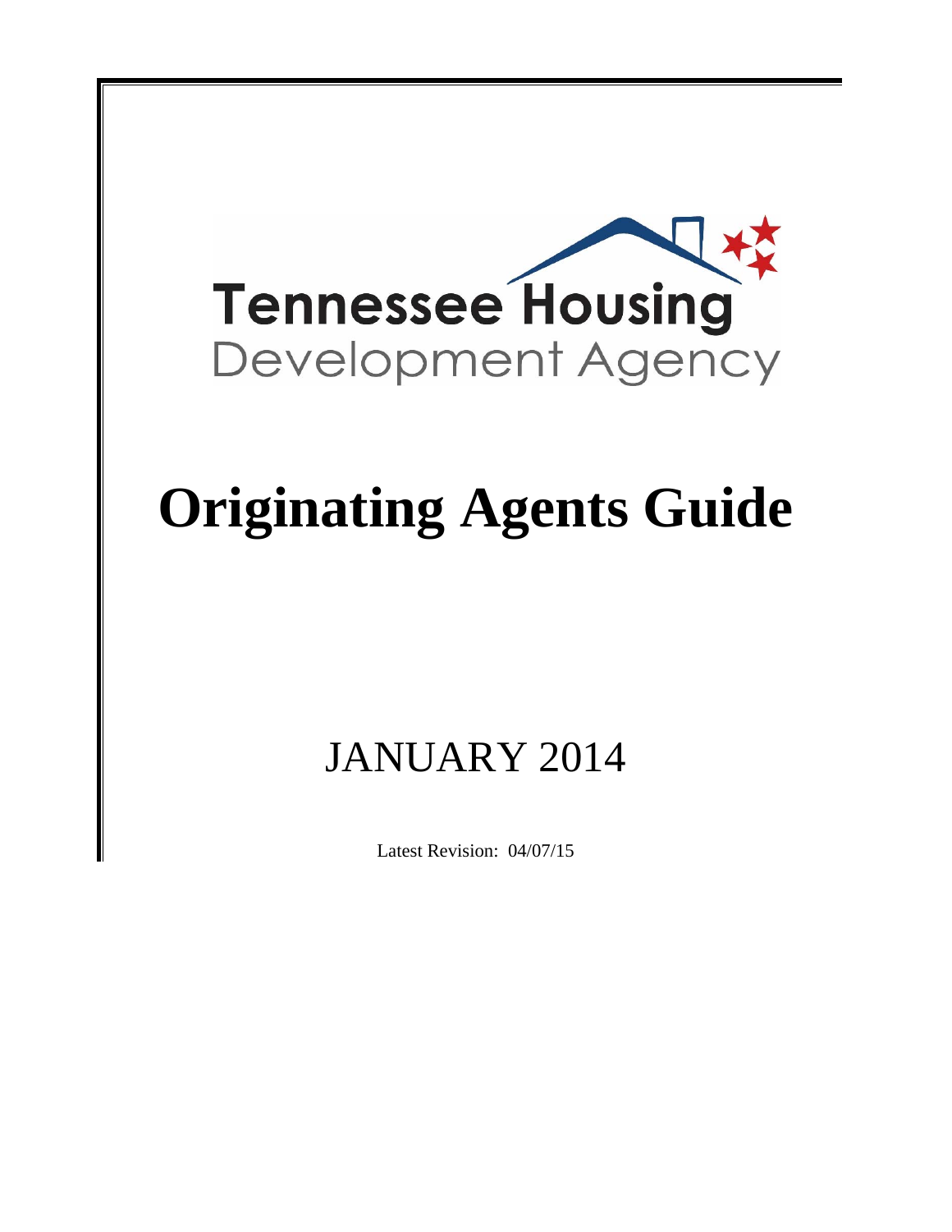Tennessee Housing
Development Agency

# Originating Agents Guide

## JANUARY 2014

Latest Revision: 04/07/15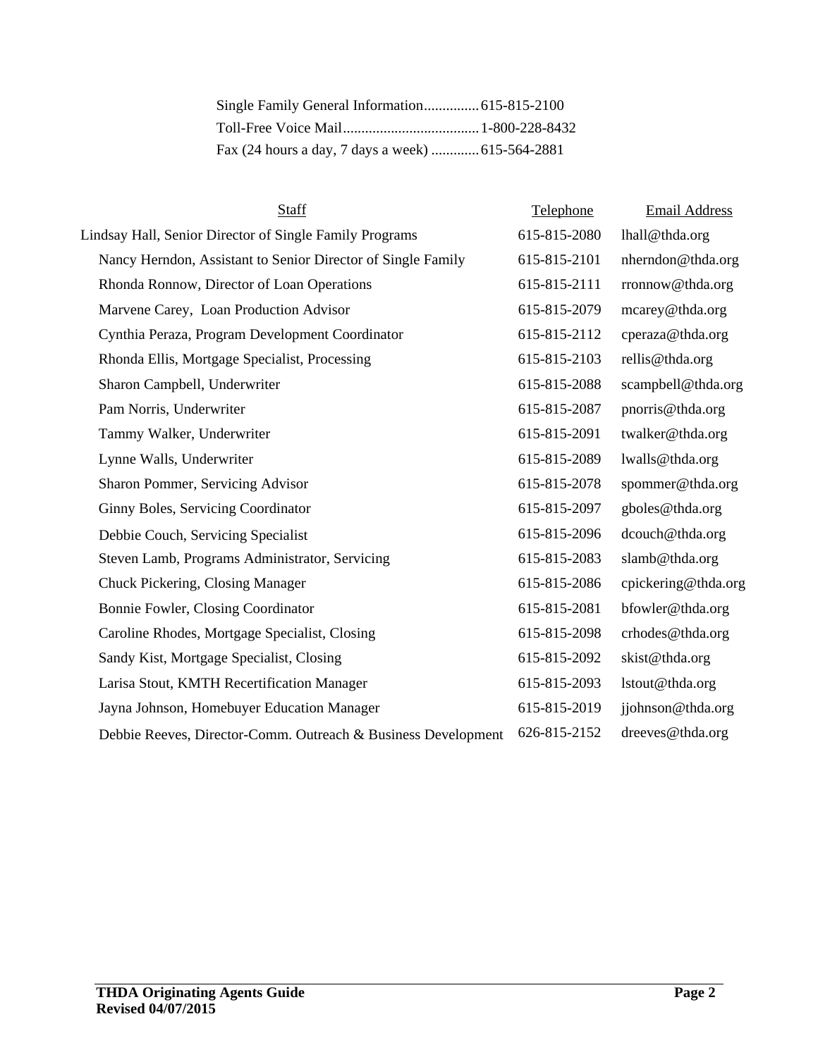Single Family General Information.............. 615-815-2100
Toll-Free Voice Mail..................................... 1-800-228-8432
Fax (24 hours a day, 7 days a week) ............. 615-564-2881

| Staff | Telephone | Email Address |
|---|---|---|
| Lindsay Hall, Senior Director of Single Family Programs | 615-815-2080 | lhall@thda.org |
| Nancy Herndon, Assistant to Senior Director of Single Family | 615-815-2101 | nherndon@thda.org |
| Rhonda Ronnow, Director of Loan Operations | 615-815-2111 | rronnow@thda.org |
| Marvene Carey, Loan Production Advisor | 615-815-2079 | mcarey@thda.org |
| Cynthia Peraza, Program Development Coordinator | 615-815-2112 | cperaza@thda.org |
| Rhonda Ellis, Mortgage Specialist, Processing | 615-815-2103 | rellis@thda.org |
| Sharon Campbell, Underwriter | 615-815-2088 | scampbell@thda.org |
| Pam Norris, Underwriter | 615-815-2087 | pnorris@thda.org |
| Tammy Walker, Underwriter | 615-815-2091 | twalker@thda.org |
| Lynne Walls, Underwriter | 615-815-2089 | lwalls@thda.org |
| Sharon Pommer, Servicing Advisor | 615-815-2078 | spommer@thda.org |
| Ginny Boles, Servicing Coordinator | 615-815-2097 | gboles@thda.org |
| Debbie Couch, Servicing Specialist | 615-815-2096 | dcouch@thda.org |
| Steven Lamb, Programs Administrator, Servicing | 615-815-2083 | slamb@thda.org |
| Chuck Pickering, Closing Manager | 615-815-2086 | cpickering@thda.org |
| Bonnie Fowler, Closing Coordinator | 615-815-2081 | bfowler@thda.org |
| Caroline Rhodes, Mortgage Specialist, Closing | 615-815-2098 | crhodes@thda.org |
| Sandy Kist, Mortgage Specialist, Closing | 615-815-2092 | skist@thda.org |
| Larisa Stout, KMTH Recertification Manager | 615-815-2093 | lstout@thda.org |
| Jayna Johnson, Homebuyer Education Manager | 615-815-2019 | jjohnson@thda.org |
| Debbie Reeves, Director-Comm. Outreach & Business Development | 626-815-2152 | dreeves@thda.org |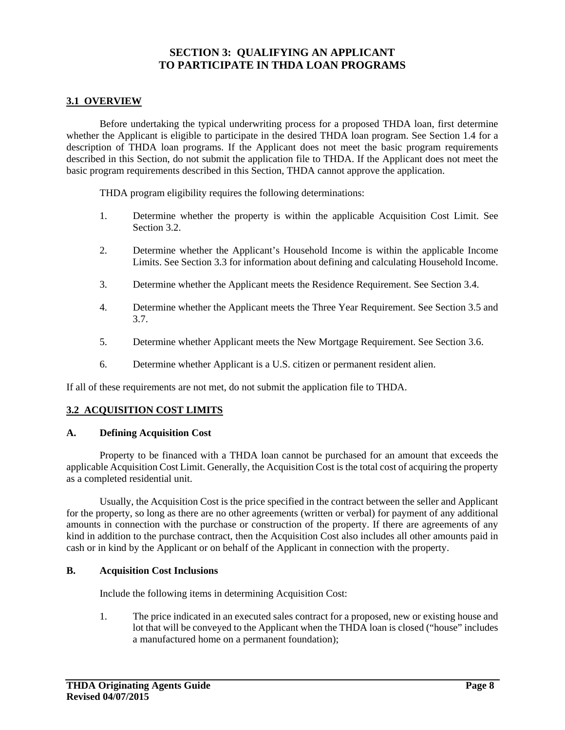## SECTION 3: QUALIFYING AN APPLICANT TO PARTICIPATE IN THDA LOAN PROGRAMS

### 3.1 OVERVIEW

Before undertaking the typical underwriting process for a proposed THDA loan, first determine whether the Applicant is eligible to participate in the desired THDA loan program. See Section 1.4 for a description of THDA loan programs. If the Applicant does not meet the basic program requirements described in this Section, do not submit the application file to THDA. If the Applicant does not meet the basic program requirements described in this Section, THDA cannot approve the application.

THDA program eligibility requires the following determinations:

1. Determine whether the property is within the applicable Acquisition Cost Limit. See Section 3.2.

2. Determine whether the Applicant's Household Income is within the applicable Income Limits. See Section 3.3 for information about defining and calculating Household Income.

3. Determine whether the Applicant meets the Residence Requirement. See Section 3.4.

4. Determine whether the Applicant meets the Three Year Requirement. See Section 3.5 and 3.7.

5. Determine whether Applicant meets the New Mortgage Requirement. See Section 3.6.

6. Determine whether Applicant is a U.S. citizen or permanent resident alien.

If all of these requirements are not met, do not submit the application file to THDA.

### 3.2 ACQUISITION COST LIMITS

#### A. Defining Acquisition Cost

Property to be financed with a THDA loan cannot be purchased for an amount that exceeds the applicable Acquisition Cost Limit. Generally, the Acquisition Cost is the total cost of acquiring the property as a completed residential unit.

Usually, the Acquisition Cost is the price specified in the contract between the seller and Applicant for the property, so long as there are no other agreements (written or verbal) for payment of any additional amounts in connection with the purchase or construction of the property. If there are agreements of any kind in addition to the purchase contract, then the Acquisition Cost also includes all other amounts paid in cash or in kind by the Applicant or on behalf of the Applicant in connection with the property.

#### B. Acquisition Cost Inclusions

Include the following items in determining Acquisition Cost:

1. The price indicated in an executed sales contract for a proposed, new or existing house and lot that will be conveyed to the Applicant when the THDA loan is closed ("house" includes a manufactured home on a permanent foundation);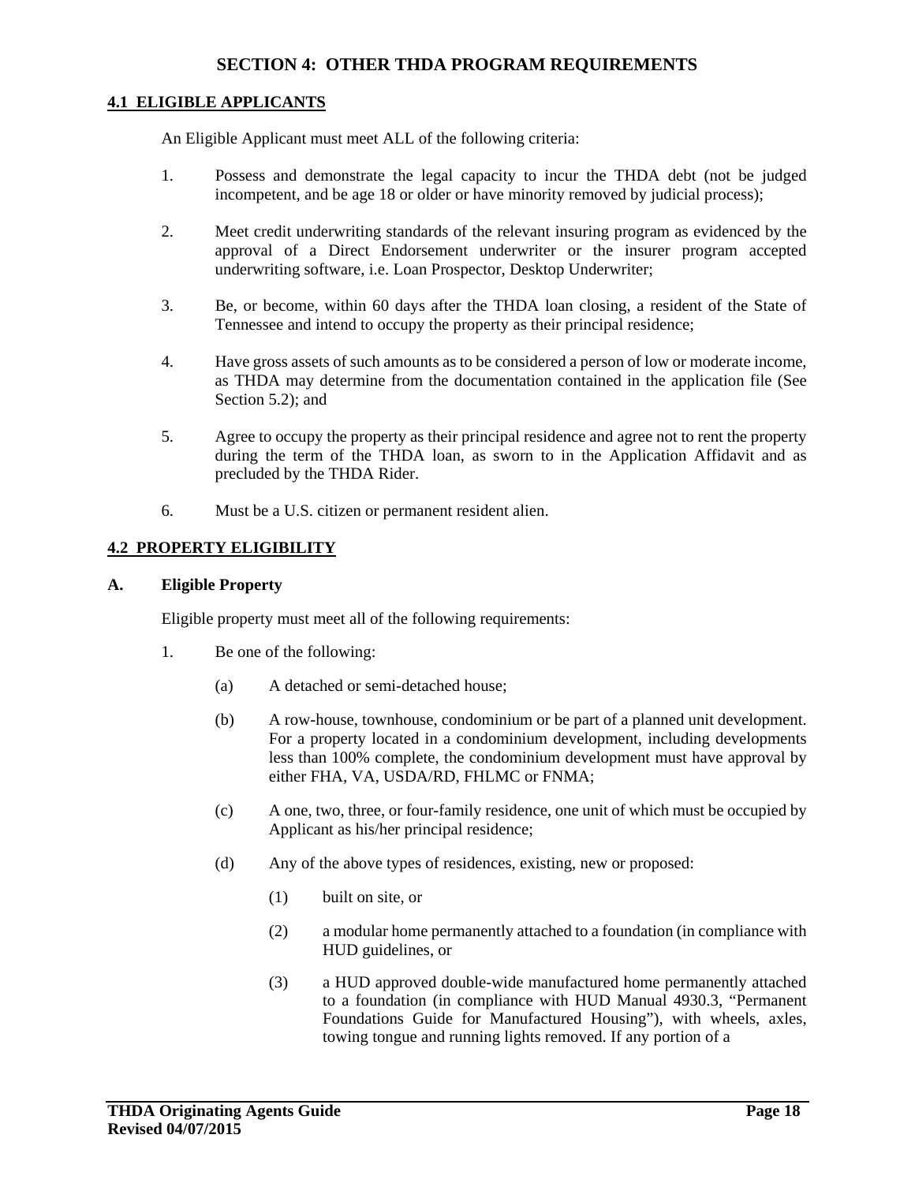# SECTION 4: OTHER THDA PROGRAM REQUIREMENTS

## 4.1 ELIGIBLE APPLICANTS

An Eligible Applicant must meet ALL of the following criteria:

1. Possess and demonstrate the legal capacity to incur the THDA debt (not be judged incompetent, and be age 18 or older or have minority removed by judicial process);

2. Meet credit underwriting standards of the relevant insuring program as evidenced by the approval of a Direct Endorsement underwriter or the insurer program accepted underwriting software, i.e. Loan Prospector, Desktop Underwriter;

3. Be, or become, within 60 days after the THDA loan closing, a resident of the State of Tennessee and intend to occupy the property as their principal residence;

4. Have gross assets of such amounts as to be considered a person of low or moderate income, as THDA may determine from the documentation contained in the application file (See Section 5.2); and

5. Agree to occupy the property as their principal residence and agree not to rent the property during the term of the THDA loan, as sworn to in the Application Affidavit and as precluded by the THDA Rider.

6. Must be a U.S. citizen or permanent resident alien.

## 4.2 PROPERTY ELIGIBILITY

### A. Eligible Property

Eligible property must meet all of the following requirements:

1. Be one of the following:

   (a) A detached or semi-detached house;

   (b) A row-house, townhouse, condominium or be part of a planned unit development. For a property located in a condominium development, including developments less than 100% complete, the condominium development must have approval by either FHA, VA, USDA/RD, FHLMC or FNMA;

   (c) A one, two, three, or four-family residence, one unit of which must be occupied by Applicant as his/her principal residence;

   (d) Any of the above types of residences, existing, new or proposed:

      (1) built on site, or

      (2) a modular home permanently attached to a foundation (in compliance with HUD guidelines, or

      (3) a HUD approved double-wide manufactured home permanently attached to a foundation (in compliance with HUD Manual 4930.3, "Permanent Foundations Guide for Manufactured Housing"), with wheels, axles, towing tongue and running lights removed. If any portion of a